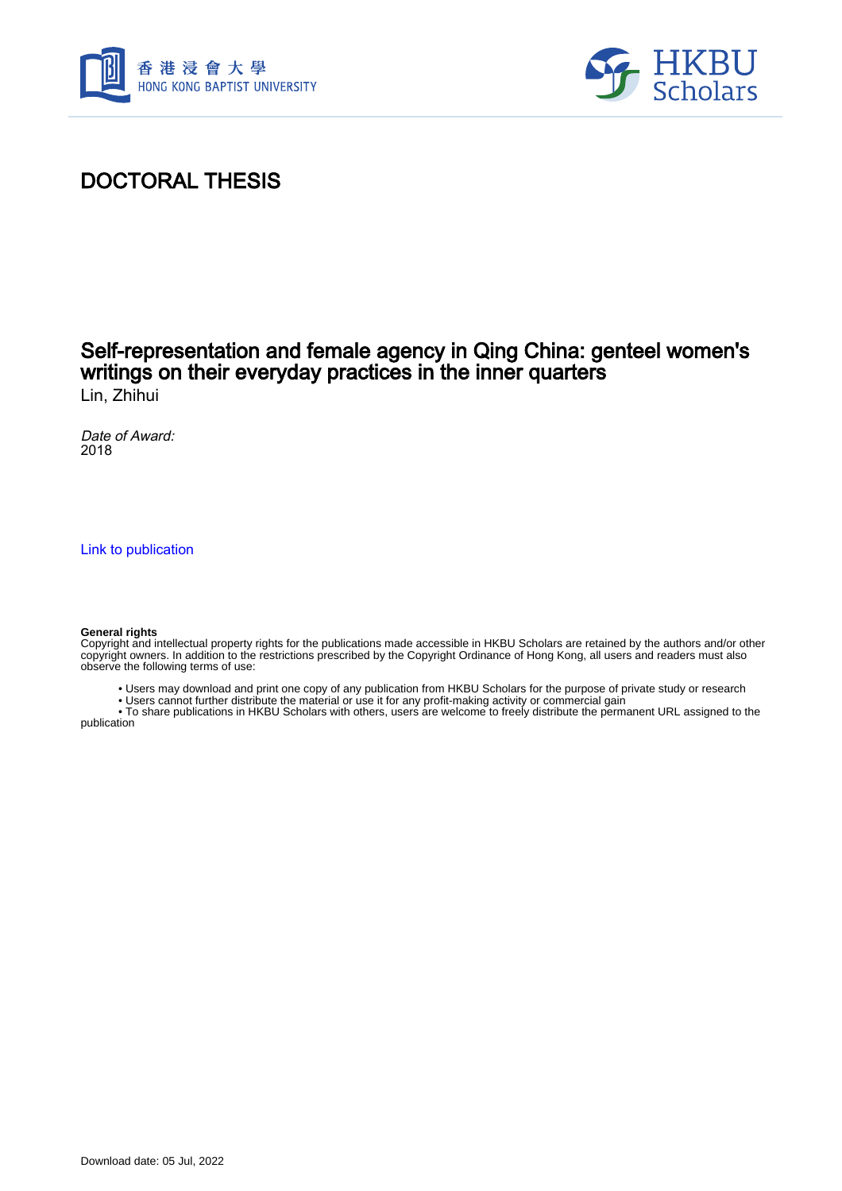# DOCTORAL THESIS

## Self-representation and female agency in Qing China: genteel women's writings on their everyday practices in the inner quarters

Lin, Zhihui

*Date of Award:*
2018

Link to publication

**General rights**
Copyright and intellectual property rights for the publications made accessible in HKBU Scholars are retained by the authors and/or other copyright owners. In addition to the restrictions prescribed by the Copyright Ordinance of Hong Kong, all users and readers must also observe the following terms of use:

- Users may download and print one copy of any publication from HKBU Scholars for the purpose of private study or research
- Users cannot further distribute the material or use it for any profit-making activity or commercial gain
- To share publications in HKBU Scholars with others, users are welcome to freely distribute the permanent URL assigned to the publication

Download date: 05 Jul, 2022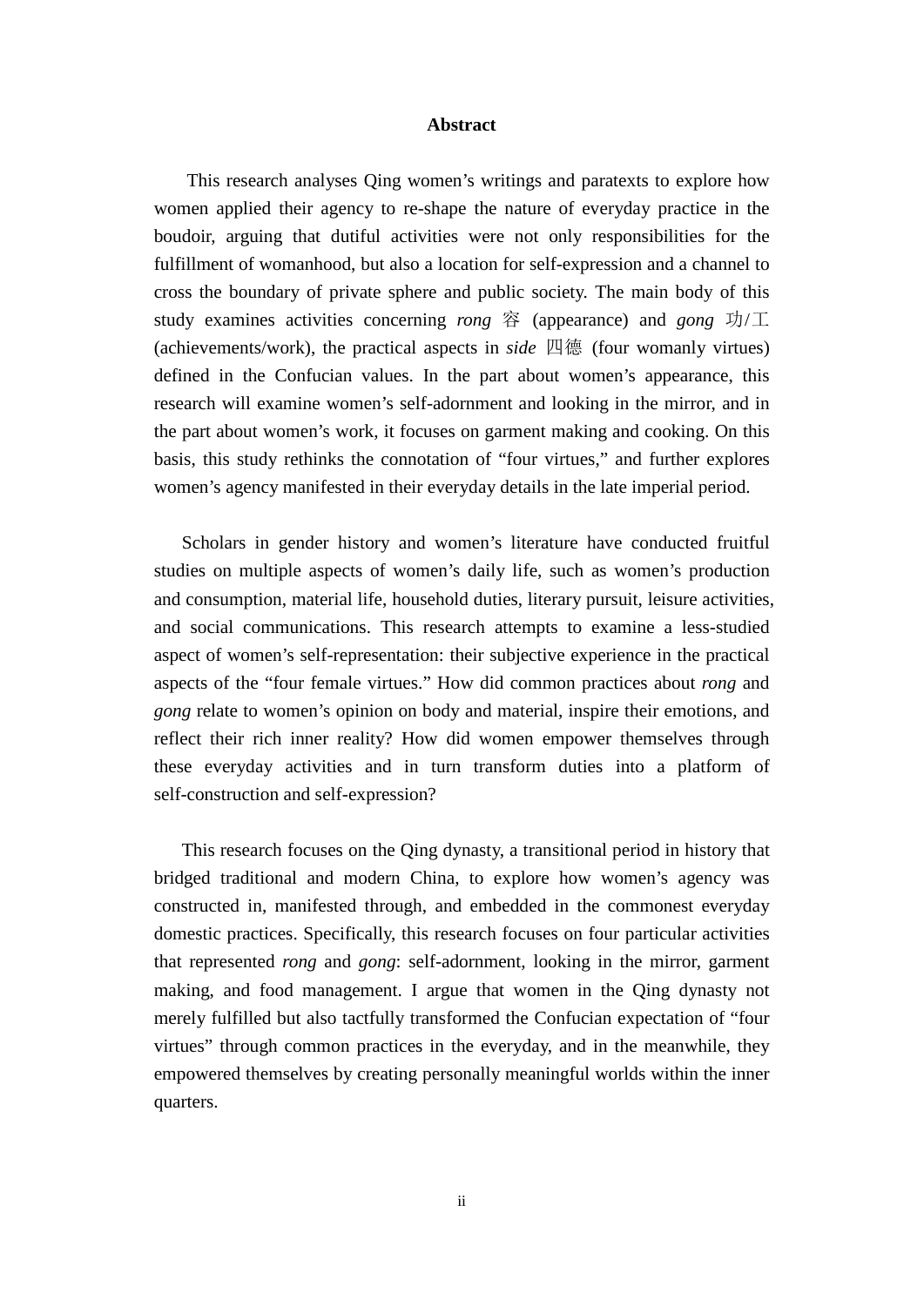# Abstract

This research analyses Qing women's writings and paratexts to explore how women applied their agency to re-shape the nature of everyday practice in the boudoir, arguing that dutiful activities were not only responsibilities for the fulfillment of womanhood, but also a location for self-expression and a channel to cross the boundary of private sphere and public society. The main body of this study examines activities concerning *rong* 容 (appearance) and *gong* 功/工 (achievements/work), the practical aspects in *side* 四德 (four womanly virtues) defined in the Confucian values. In the part about women's appearance, this research will examine women's self-adornment and looking in the mirror, and in the part about women's work, it focuses on garment making and cooking. On this basis, this study rethinks the connotation of "four virtues," and further explores women's agency manifested in their everyday details in the late imperial period.

Scholars in gender history and women's literature have conducted fruitful studies on multiple aspects of women's daily life, such as women's production and consumption, material life, household duties, literary pursuit, leisure activities, and social communications. This research attempts to examine a less-studied aspect of women's self-representation: their subjective experience in the practical aspects of the "four female virtues." How did common practices about *rong* and *gong* relate to women's opinion on body and material, inspire their emotions, and reflect their rich inner reality? How did women empower themselves through these everyday activities and in turn transform duties into a platform of self-construction and self-expression?

This research focuses on the Qing dynasty, a transitional period in history that bridged traditional and modern China, to explore how women's agency was constructed in, manifested through, and embedded in the commonest everyday domestic practices. Specifically, this research focuses on four particular activities that represented *rong* and *gong*: self-adornment, looking in the mirror, garment making, and food management. I argue that women in the Qing dynasty not merely fulfilled but also tactfully transformed the Confucian expectation of "four virtues" through common practices in the everyday, and in the meanwhile, they empowered themselves by creating personally meaningful worlds within the inner quarters.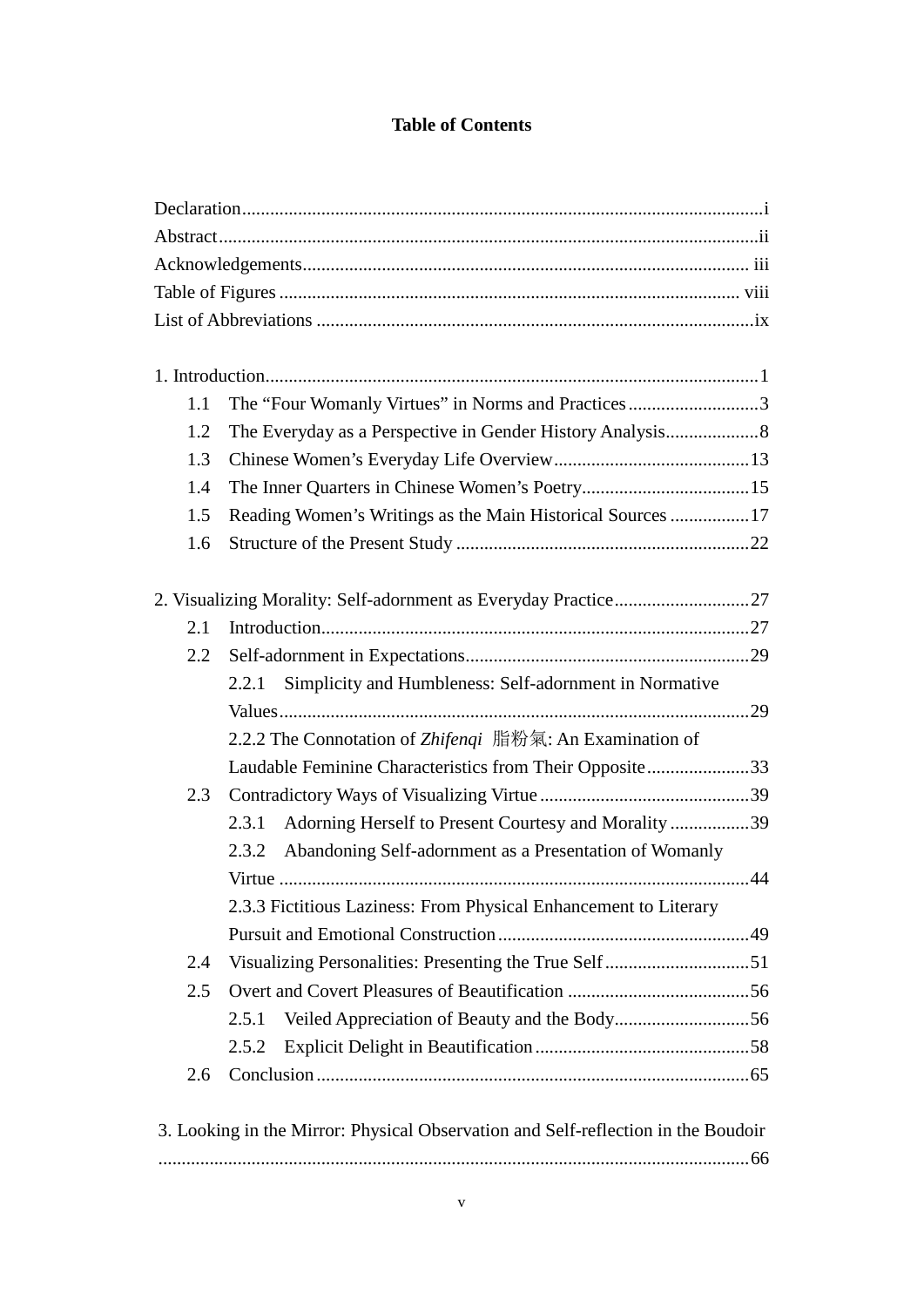# Table of Contents

Declaration....................................................................................................i
Abstract........................................................................................................ii
Acknowledgements...................................................................................... iii
Table of Figures ......................................................................................... viii
List of Abbreviations ...................................................................................ix

1. Introduction...............................................................................................1
   - 1.1 The "Four Womanly Virtues" in Norms and Practices............................3
   - 1.2 The Everyday as a Perspective in Gender History Analysis....................8
   - 1.3 Chinese Women's Everyday Life Overview..........................................13
   - 1.4 The Inner Quarters in Chinese Women's Poetry....................................15
   - 1.5 Reading Women's Writings as the Main Historical Sources .................17
   - 1.6 Structure of the Present Study ..............................................................22

2. Visualizing Morality: Self-adornment as Everyday Practice.............................27
   - 2.1 Introduction...........................................................................................27
   - 2.2 Self-adornment in Expectations............................................................29
     - 2.2.1 Simplicity and Humbleness: Self-adornment in Normative Values....................................................................................................29
     - 2.2.2 The Connotation of *Zhifenqi* 脂粉氣: An Examination of Laudable Feminine Characteristics from Their Opposite......................33
   - 2.3 Contradictory Ways of Visualizing Virtue ............................................39
     - 2.3.1 Adorning Herself to Present Courtesy and Morality .................39
     - 2.3.2 Abandoning Self-adornment as a Presentation of Womanly Virtue ....................................................................................................44
     - 2.3.3 Fictitious Laziness: From Physical Enhancement to Literary Pursuit and Emotional Construction......................................................49
   - 2.4 Visualizing Personalities: Presenting the True Self...............................51
   - 2.5 Overt and Covert Pleasures of Beautification .......................................56
     - 2.5.1 Veiled Appreciation of Beauty and the Body.............................56
     - 2.5.2 Explicit Delight in Beautification .............................................58
   - 2.6 Conclusion ............................................................................................65

3. Looking in the Mirror: Physical Observation and Self-reflection in the Boudoir .............................................................................................................66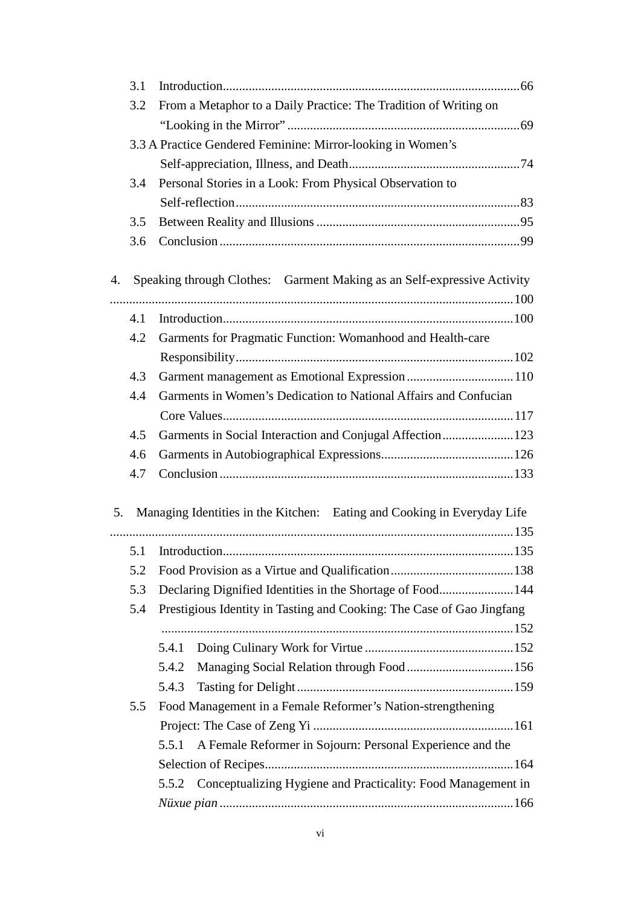- 3.1 Introduction........................................................................................66
- 3.2 From a Metaphor to a Daily Practice: The Tradition of Writing on “Looking in the Mirror” ........................................................................69
- 3.3 A Practice Gendered Feminine: Mirror-looking in Women’s Self-appreciation, Illness, and Death.....................................................74
- 3.4 Personal Stories in a Look: From Physical Observation to Self-reflection.......................................................................................83
- 3.5 Between Reality and Illusions ...............................................................95
- 3.6 Conclusion ............................................................................................99

4. Speaking through Clothes: Garment Making as an Self-expressive Activity ............................................................................................................100
   - 4.1 Introduction.........................................................................................100
   - 4.2 Garments for Pragmatic Function: Womanhood and Health-care Responsibility.....................................................................................102
   - 4.3 Garment management as Emotional Expression .................................110
   - 4.4 Garments in Women’s Dedication to National Affairs and Confucian Core Values.........................................................................................117
   - 4.5 Garments in Social Interaction and Conjugal Affection......................123
   - 4.6 Garments in Autobiographical Expressions.........................................126
   - 4.7 Conclusion ..........................................................................................133

5. Managing Identities in the Kitchen: Eating and Cooking in Everyday Life ............................................................................................................135
   - 5.1 Introduction.........................................................................................135
   - 5.2 Food Provision as a Virtue and Qualification......................................138
   - 5.3 Declaring Dignified Identities in the Shortage of Food.......................144
   - 5.4 Prestigious Identity in Tasting and Cooking: The Case of Gao Jingfang ............................................................................................................152
     - 5.4.1 Doing Culinary Work for Virtue ..............................................152
     - 5.4.2 Managing Social Relation through Food .................................156
     - 5.4.3 Tasting for Delight ..................................................................159
   - 5.5 Food Management in a Female Reformer’s Nation-strengthening Project: The Case of Zeng Yi .............................................................161
     - 5.5.1 A Female Reformer in Sojourn: Personal Experience and the Selection of Recipes............................................................................164
     - 5.5.2 Conceptualizing Hygiene and Practicality: Food Management in *Nüxue pian* ..........................................................................................166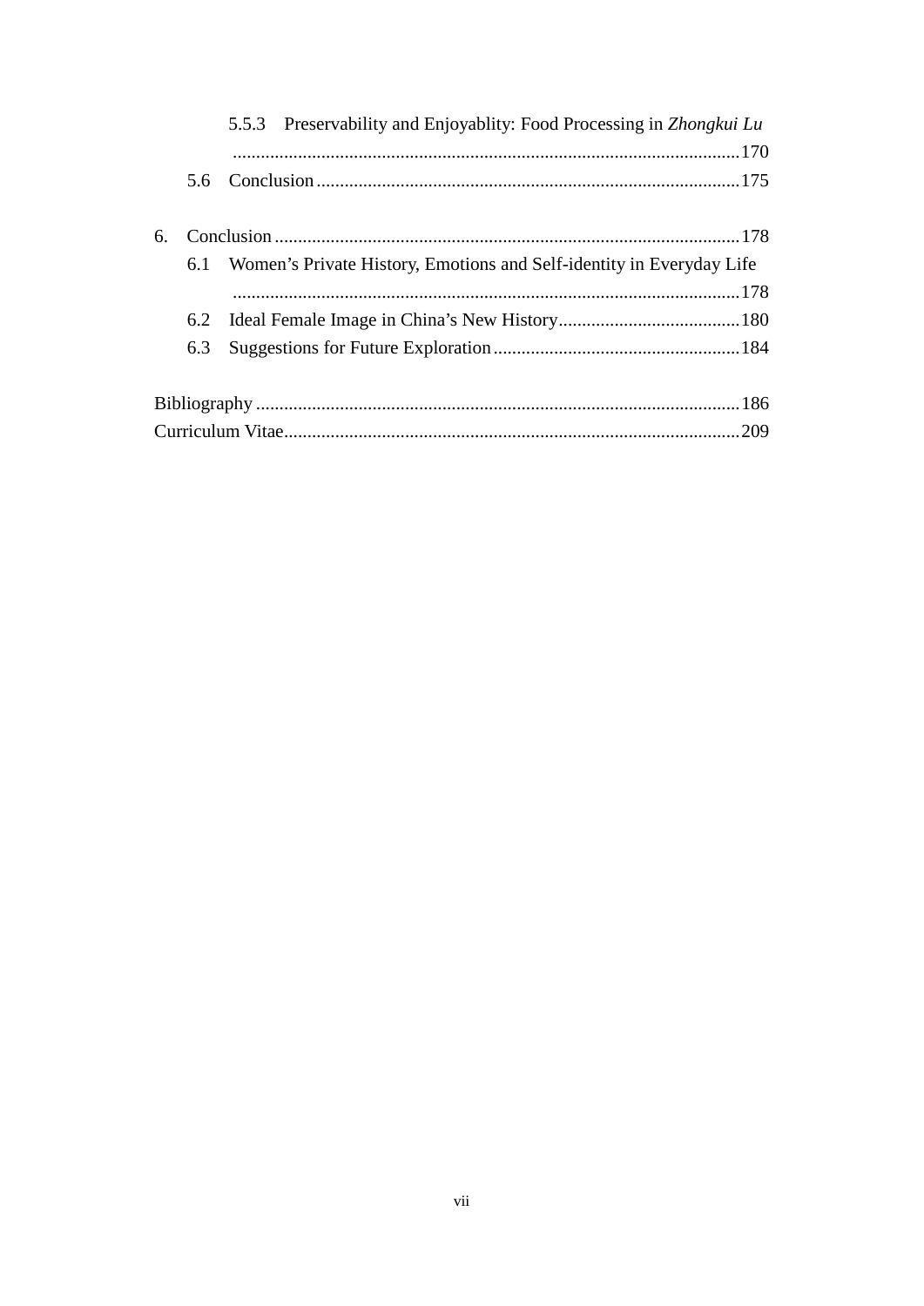5.5.3 Preservability and Enjoyablity: Food Processing in *Zhongkui Lu* ....................170

5.6 Conclusion ....................175

6. Conclusion ....................178

6.1 Women’s Private History, Emotions and Self-identity in Everyday Life ....................178

6.2 Ideal Female Image in China’s New History....................180

6.3 Suggestions for Future Exploration ....................184

Bibliography ....................186

Curriculum Vitae....................209